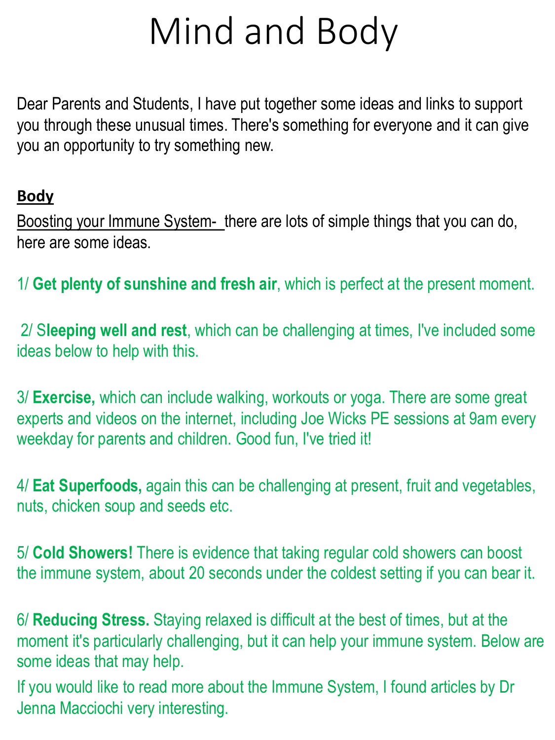# Mind and Body

Dear Parents and Students, I have put together some ideas and links to support you through these unusual times. There's something for everyone and it can give you an opportunity to try something new.

**Body**

Boosting your Immune System- there are lots of simple things that you can do, here are some ideas.

1/ **Get plenty of sunshine and fresh air**, which is perfect at the present moment.

2/ **Sleeping well and rest**, which can be challenging at times, I've included some ideas below to help with this.

3/ **Exercise,** which can include walking, workouts or yoga. There are some great experts and videos on the internet, including Joe Wicks PE sessions at 9am every weekday for parents and children. Good fun, I've tried it!

4/ **Eat Superfoods,** again this can be challenging at present, fruit and vegetables, nuts, chicken soup and seeds etc.

5/ **Cold Showers!** There is evidence that taking regular cold showers can boost the immune system, about 20 seconds under the coldest setting if you can bear it.

6/ **Reducing Stress.** Staying relaxed is difficult at the best of times, but at the moment it's particularly challenging, but it can help your immune system. Below are some ideas that may help.

If you would like to read more about the Immune System, I found articles by Dr Jenna Macciochi very interesting.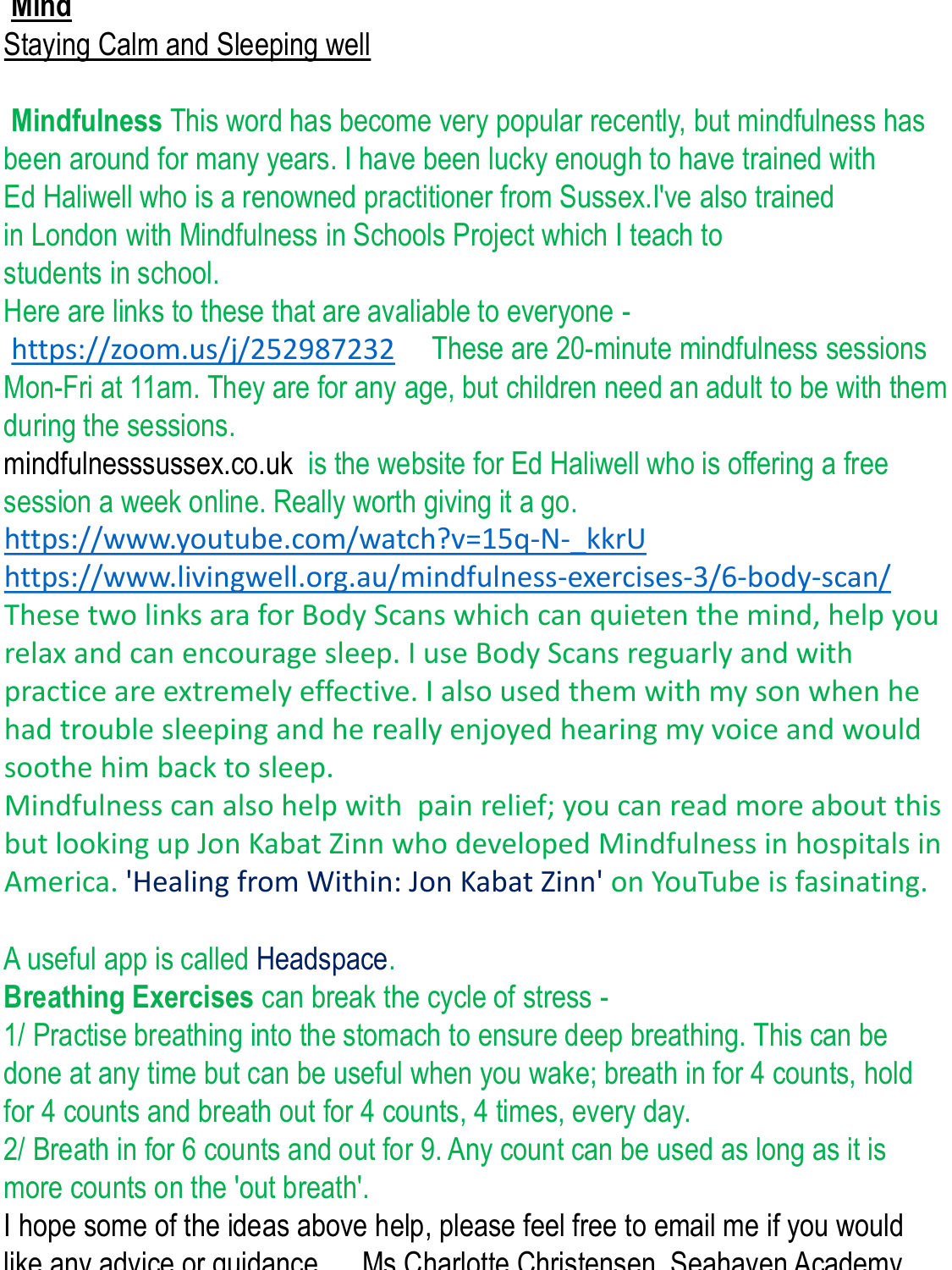## Mind

Staying Calm and Sleeping well

**Mindfulness** This word has become very popular recently, but mindfulness has been around for many years. I have been lucky enough to have trained with Ed Haliwell who is a renowned practitioner from Sussex.I've also trained in London with Mindfulness in Schools Project which I teach to students in school.

Here are links to these that are avaliable to everyone -

https://zoom.us/j/252987232 These are 20-minute mindfulness sessions Mon-Fri at 11am. They are for any age, but children need an adult to be with them during the sessions.

mindfulnesssussex.co.uk is the website for Ed Haliwell who is offering a free session a week online. Really worth giving it a go.

https://www.youtube.com/watch?v=15q-N-_kkrU

https://www.livingwell.org.au/mindfulness-exercises-3/6-body-scan/

These two links ara for Body Scans which can quieten the mind, help you relax and can encourage sleep. I use Body Scans reguarly and with practice are extremely effective. I also used them with my son when he had trouble sleeping and he really enjoyed hearing my voice and would soothe him back to sleep.

Mindfulness can also help with pain relief; you can read more about this but looking up Jon Kabat Zinn who developed Mindfulness in hospitals in America. 'Healing from Within: Jon Kabat Zinn' on YouTube is fasinating.

A useful app is called Headspace.

**Breathing Exercises** can break the cycle of stress -

1/ Practise breathing into the stomach to ensure deep breathing. This can be done at any time but can be useful when you wake; breath in for 4 counts, hold for 4 counts and breath out for 4 counts, 4 times, every day.

2/ Breath in for 6 counts and out for 9. Any count can be used as long as it is more counts on the 'out breath'.

I hope some of the ideas above help, please feel free to email me if you would like any advice or guidance. Ms Charlotte Christensen, Seahaven Academy